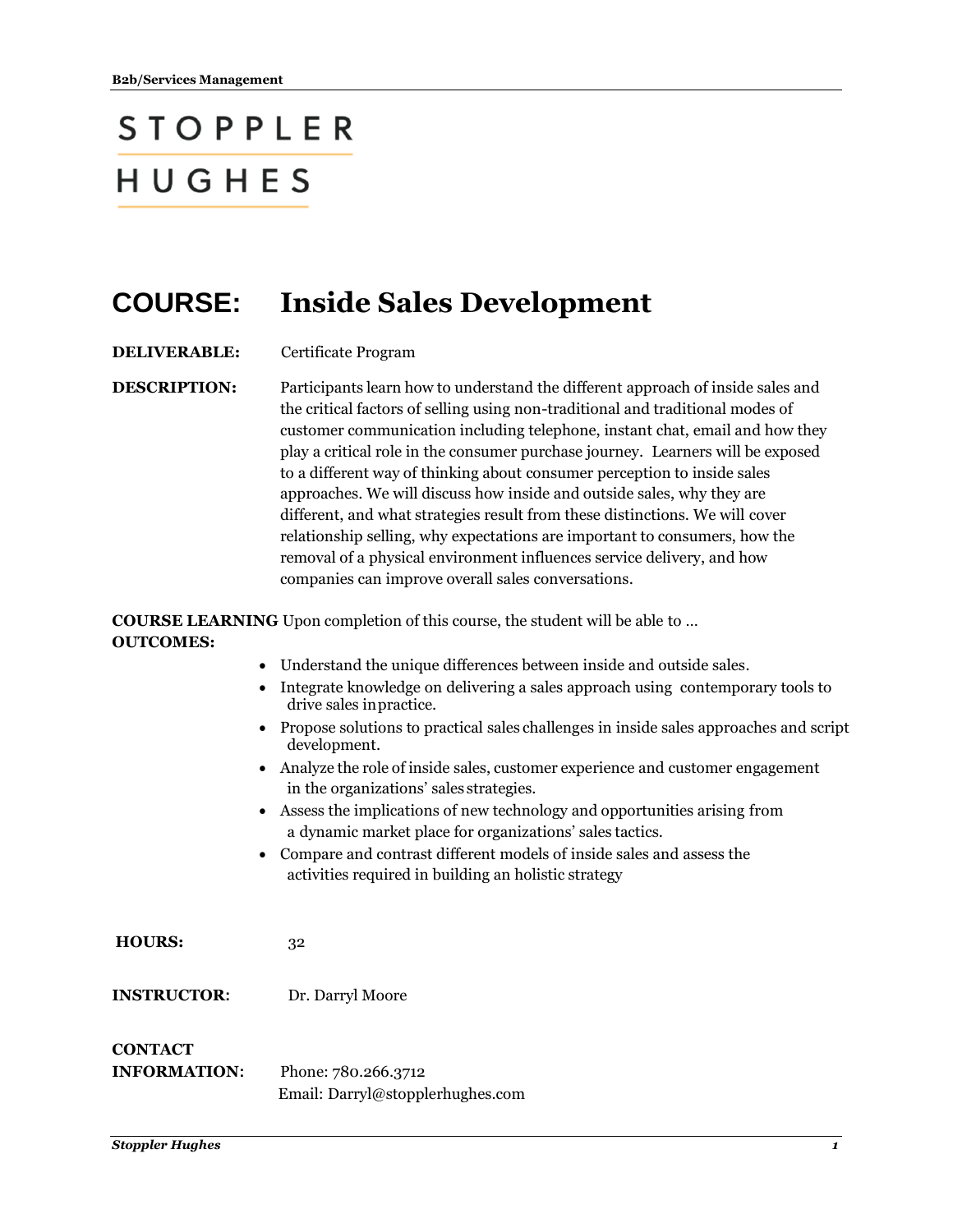# STOPPLER HUGHES

## COURSE: Inside Sales Development

**DELIVERABLE:** Certificate Program

**DESCRIPTION:** Participants learn how to understand the different approach of inside sales and the critical factors of selling using non-traditional and traditional modes of customer communication including telephone, instant chat, email and how they play a critical role in the consumer purchase journey. Learners will be exposed to a different way of thinking about consumer perception to inside sales approaches. We will discuss how inside and outside sales, why they are different, and what strategies result from these distinctions. We will cover relationship selling, why expectations are important to consumers, how the removal of a physical environment influences service delivery, and how companies can improve overall sales conversations.

**COURSE LEARNING OUTCOMES:** Upon completion of this course, the student will be able to …

- Understand the unique differences between inside and outside sales.
- Integrate knowledge on delivering a sales approach using contemporary tools to drive sales in practice.
- Propose solutions to practical sales challenges in inside sales approaches and script development.
- Analyze the role of inside sales, customer experience and customer engagement in the organizations' sales strategies.
- Assess the implications of new technology and opportunities arising from a dynamic market place for organizations' sales tactics.
- Compare and contrast different models of inside sales and assess the activities required in building an holistic strategy

**HOURS:** 32

**INSTRUCTOR:** Dr. Darryl Moore

**CONTACT INFORMATION:** Phone: 780.266.3712
Email: Darryl@stopplerhughes.com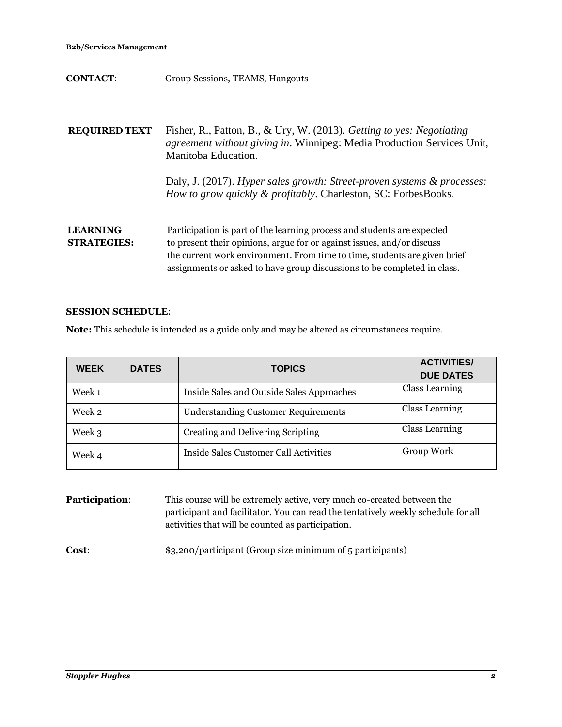**CONTACT**: Group Sessions, TEAMS, Hangouts

**REQUIRED TEXT**

Fisher, R., Patton, B., & Ury, W. (2013). *Getting to yes: Negotiating agreement without giving in*. Winnipeg: Media Production Services Unit, Manitoba Education.

Daly, J. (2017). *Hyper sales growth: Street-proven systems & processes: How to grow quickly & profitably*. Charleston, SC: ForbesBooks.

**LEARNING STRATEGIES:**

Participation is part of the learning process and students are expected to present their opinions, argue for or against issues, and/or discuss the current work environment. From time to time, students are given brief assignments or asked to have group discussions to be completed in class.

**SESSION SCHEDULE**:

**Note:** This schedule is intended as a guide only and may be altered as circumstances require.

| WEEK | DATES | TOPICS | ACTIVITIES/ DUE DATES |
| --- | --- | --- | --- |
| Week 1 | | Inside Sales and Outside Sales Approaches | Class Learning |
| Week 2 | | Understanding Customer Requirements | Class Learning |
| Week 3 | | Creating and Delivering Scripting | Class Learning |
| Week 4 | | Inside Sales Customer Call Activities | Group Work |

**Participation**: This course will be extremely active, very much co-created between the participant and facilitator. You can read the tentatively weekly schedule for all activities that will be counted as participation.

**Cost**: $3,200/participant (Group size minimum of 5 participants)